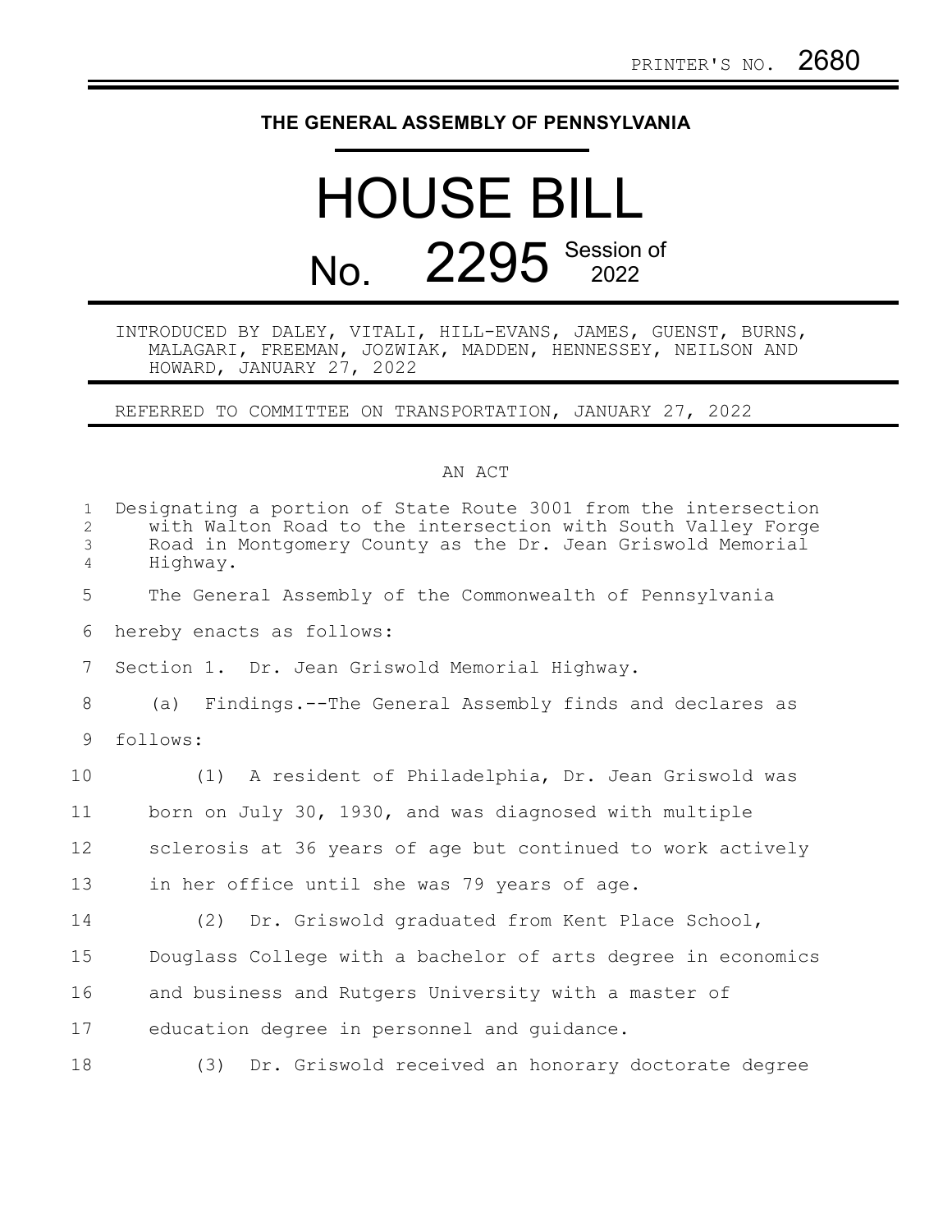PRINTER'S NO. 2680

**THE GENERAL ASSEMBLY OF PENNSYLVANIA**

# HOUSE BILL No. 2295 Session of 2022

INTRODUCED BY DALEY, VITALI, HILL-EVANS, JAMES, GUENST, BURNS, MALAGARI, FREEMAN, JOZWIAK, MADDEN, HENNESSEY, NEILSON AND HOWARD, JANUARY 27, 2022

REFERRED TO COMMITTEE ON TRANSPORTATION, JANUARY 27, 2022

AN ACT

Designating a portion of State Route 3001 from the intersection with Walton Road to the intersection with South Valley Forge Road in Montgomery County as the Dr. Jean Griswold Memorial Highway.

The General Assembly of the Commonwealth of Pennsylvania hereby enacts as follows:

Section 1. Dr. Jean Griswold Memorial Highway.

(a) Findings.--The General Assembly finds and declares as follows:

(1) A resident of Philadelphia, Dr. Jean Griswold was born on July 30, 1930, and was diagnosed with multiple sclerosis at 36 years of age but continued to work actively in her office until she was 79 years of age.

(2) Dr. Griswold graduated from Kent Place School, Douglass College with a bachelor of arts degree in economics and business and Rutgers University with a master of education degree in personnel and guidance.

(3) Dr. Griswold received an honorary doctorate degree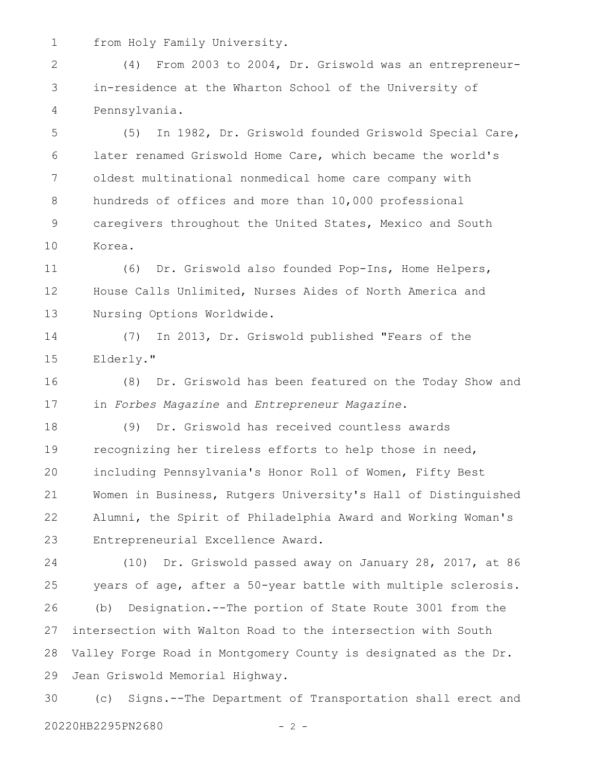from Holy Family University.

(4) From 2003 to 2004, Dr. Griswold was an entrepreneur-in-residence at the Wharton School of the University of Pennsylvania.

(5) In 1982, Dr. Griswold founded Griswold Special Care, later renamed Griswold Home Care, which became the world's oldest multinational nonmedical home care company with hundreds of offices and more than 10,000 professional caregivers throughout the United States, Mexico and South Korea.

(6) Dr. Griswold also founded Pop-Ins, Home Helpers, House Calls Unlimited, Nurses Aides of North America and Nursing Options Worldwide.

(7) In 2013, Dr. Griswold published "Fears of the Elderly."

(8) Dr. Griswold has been featured on the Today Show and in *Forbes Magazine* and *Entrepreneur Magazine*.

(9) Dr. Griswold has received countless awards recognizing her tireless efforts to help those in need, including Pennsylvania's Honor Roll of Women, Fifty Best Women in Business, Rutgers University's Hall of Distinguished Alumni, the Spirit of Philadelphia Award and Working Woman's Entrepreneurial Excellence Award.

(10) Dr. Griswold passed away on January 28, 2017, at 86 years of age, after a 50-year battle with multiple sclerosis.

(b) Designation.--The portion of State Route 3001 from the intersection with Walton Road to the intersection with South Valley Forge Road in Montgomery County is designated as the Dr. Jean Griswold Memorial Highway.

(c) Signs.--The Department of Transportation shall erect and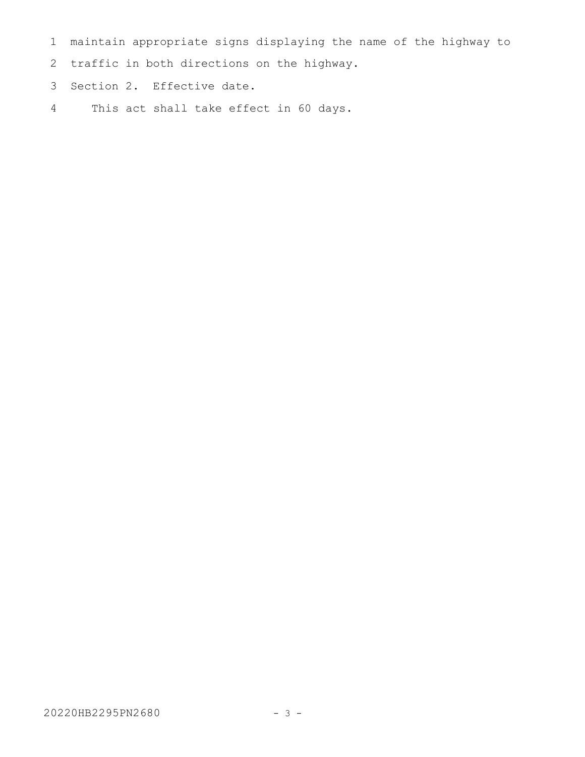maintain appropriate signs displaying the name of the highway to traffic in both directions on the highway.

Section 2. Effective date.

This act shall take effect in 60 days.